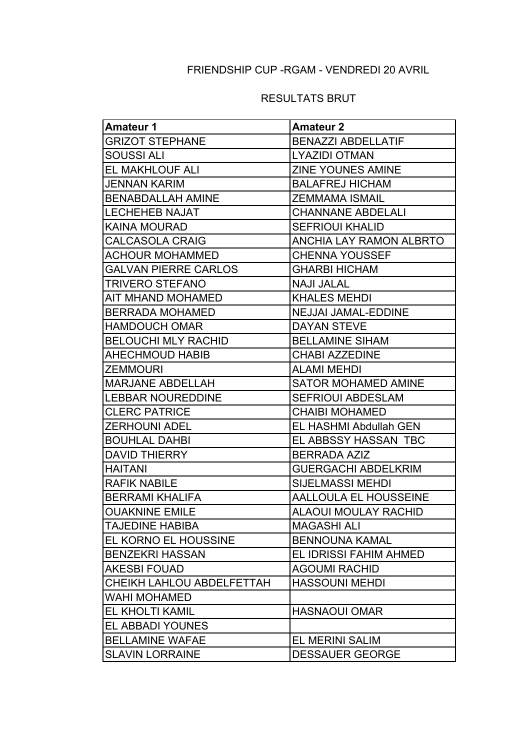FRIENDSHIP CUP -RGAM - VENDREDI 20 AVRIL

RESULTATS BRUT

| Amateur 1 | Amateur 2 |
| --- | --- |
| GRIZOT STEPHANE | BENAZZI ABDELLATIF |
| SOUSSI ALI | LYAZIDI OTMAN |
| EL MAKHLOUF ALI | ZINE YOUNES AMINE |
| JENNAN KARIM | BALAFREJ HICHAM |
| BENABDALLAH AMINE | ZEMMAMA ISMAIL |
| LECHEHEB NAJAT | CHANNANE ABDELALI |
| KAINA MOURAD | SEFRIOUI KHALID |
| CALCASOLA CRAIG | ANCHIA LAY RAMON ALBRTO |
| ACHOUR MOHAMMED | CHENNA YOUSSEF |
| GALVAN PIERRE CARLOS | GHARBI HICHAM |
| TRIVERO STEFANO | NAJI JALAL |
| AIT MHAND MOHAMED | KHALES MEHDI |
| BERRADA MOHAMED | NEJJAI JAMAL-EDDINE |
| HAMDOUCH OMAR | DAYAN STEVE |
| BELOUCHI MLY RACHID | BELLAMINE SIHAM |
| AHECHMOUD HABIB | CHABI AZZEDINE |
| ZEMMOURI | ALAMI MEHDI |
| MARJANE ABDELLAH | SATOR MOHAMED AMINE |
| LEBBAR NOUREDDINE | SEFRIOUI ABDESLAM |
| CLERC PATRICE | CHAIBI MOHAMED |
| ZERHOUNI ADEL | EL HASHMI Abdullah GEN |
| BOUHLAL DAHBI | EL ABBSSY HASSAN TBC |
| DAVID THIERRY | BERRADA AZIZ |
| HAITANI | GUERGACHI ABDELKRIM |
| RAFIK NABILE | SIJELMASSI MEHDI |
| BERRAMI KHALIFA | AALLOULA EL HOUSSEINE |
| OUAKNINE EMILE | ALAOUI MOULAY RACHID |
| TAJEDINE HABIBA | MAGASHI ALI |
| EL KORNO EL HOUSSINE | BENNOUNA KAMAL |
| BENZEKRI HASSAN | EL IDRISSI FAHIM AHMED |
| AKESBI FOUAD | AGOUMI RACHID |
| CHEIKH LAHLOU ABDELFETTAH | HASSOUNI MEHDI |
| WAHI MOHAMED | |
| EL KHOLTI KAMIL | HASNAOUI OMAR |
| EL ABBADI YOUNES | |
| BELLAMINE WAFAE | EL MERINI SALIM |
| SLAVIN LORRAINE | DESSAUER GEORGE |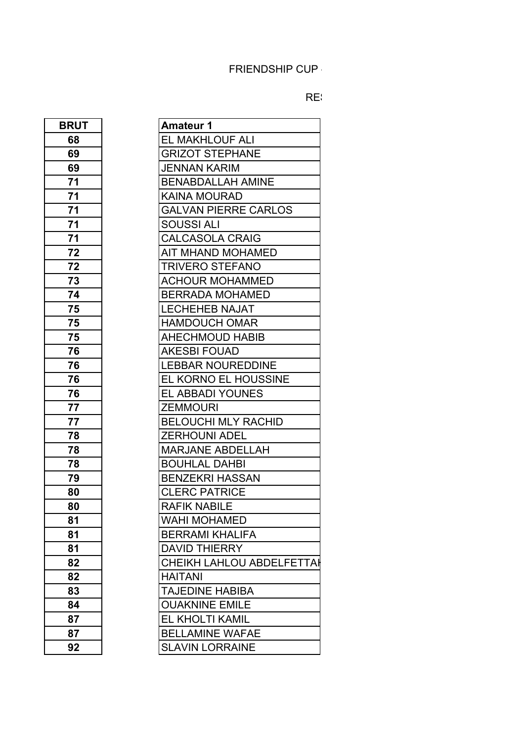FRIENDSHIP CUP

RE

| BRUT | Amateur 1 |
|---|---|
| 68 | EL MAKHLOUF ALI |
| 69 | GRIZOT STEPHANE |
| 69 | JENNAN KARIM |
| 71 | BENABDALLAH AMINE |
| 71 | KAINA MOURAD |
| 71 | GALVAN PIERRE CARLOS |
| 71 | SOUSSI ALI |
| 71 | CALCASOLA CRAIG |
| 72 | AIT MHAND MOHAMED |
| 72 | TRIVERO STEFANO |
| 73 | ACHOUR MOHAMMED |
| 74 | BERRADA MOHAMED |
| 75 | LECHEHEB NAJAT |
| 75 | HAMDOUCH OMAR |
| 75 | AHECHMOUD HABIB |
| 76 | AKESBI FOUAD |
| 76 | LEBBAR NOUREDDINE |
| 76 | EL KORNO EL HOUSSINE |
| 76 | EL ABBADI YOUNES |
| 77 | ZEMMOURI |
| 77 | BELOUCHI MLY RACHID |
| 78 | ZERHOUNI ADEL |
| 78 | MARJANE ABDELLAH |
| 78 | BOUHLAL DAHBI |
| 79 | BENZEKRI HASSAN |
| 80 | CLERC PATRICE |
| 80 | RAFIK NABILE |
| 81 | WAHI MOHAMED |
| 81 | BERRAMI KHALIFA |
| 81 | DAVID THIERRY |
| 82 | CHEIKH LAHLOU ABDELFETTAH |
| 82 | HAITANI |
| 83 | TAJEDINE HABIBA |
| 84 | OUAKNINE EMILE |
| 87 | EL KHOLTI KAMIL |
| 87 | BELLAMINE WAFAE |
| 92 | SLAVIN LORRAINE |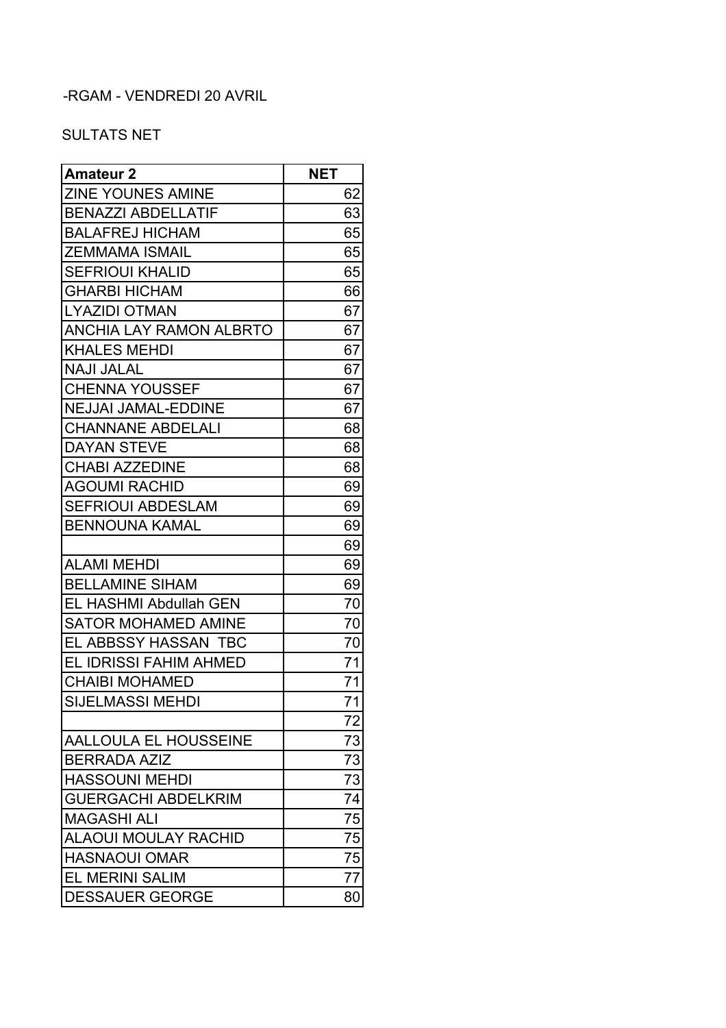-RGAM - VENDREDI 20 AVRIL

SULTATS NET

| Amateur 2 | NET |
|---|---|
| ZINE YOUNES AMINE | 62 |
| BENAZZI ABDELLATIF | 63 |
| BALAFREJ HICHAM | 65 |
| ZEMMAMA ISMAIL | 65 |
| SEFRIOUI KHALID | 65 |
| GHARBI HICHAM | 66 |
| LYAZIDI OTMAN | 67 |
| ANCHIA LAY RAMON ALBRTO | 67 |
| KHALES MEHDI | 67 |
| NAJI JALAL | 67 |
| CHENNA YOUSSEF | 67 |
| NEJJAI JAMAL-EDDINE | 67 |
| CHANNANE ABDELALI | 68 |
| DAYAN STEVE | 68 |
| CHABI AZZEDINE | 68 |
| AGOUMI RACHID | 69 |
| SEFRIOUI ABDESLAM | 69 |
| BENNOUNA KAMAL | 69 |
| | 69 |
| ALAMI MEHDI | 69 |
| BELLAMINE SIHAM | 69 |
| EL HASHMI Abdullah GEN | 70 |
| SATOR MOHAMED AMINE | 70 |
| EL ABBSSY HASSAN TBC | 70 |
| EL IDRISSI FAHIM AHMED | 71 |
| CHAIBI MOHAMED | 71 |
| SIJELMASSI MEHDI | 71 |
| | 72 |
| AALLOULA EL HOUSSEINE | 73 |
| BERRADA AZIZ | 73 |
| HASSOUNI MEHDI | 73 |
| GUERGACHI ABDELKRIM | 74 |
| MAGASHI ALI | 75 |
| ALAOUI MOULAY RACHID | 75 |
| HASNAOUI OMAR | 75 |
| EL MERINI SALIM | 77 |
| DESSAUER GEORGE | 80 |